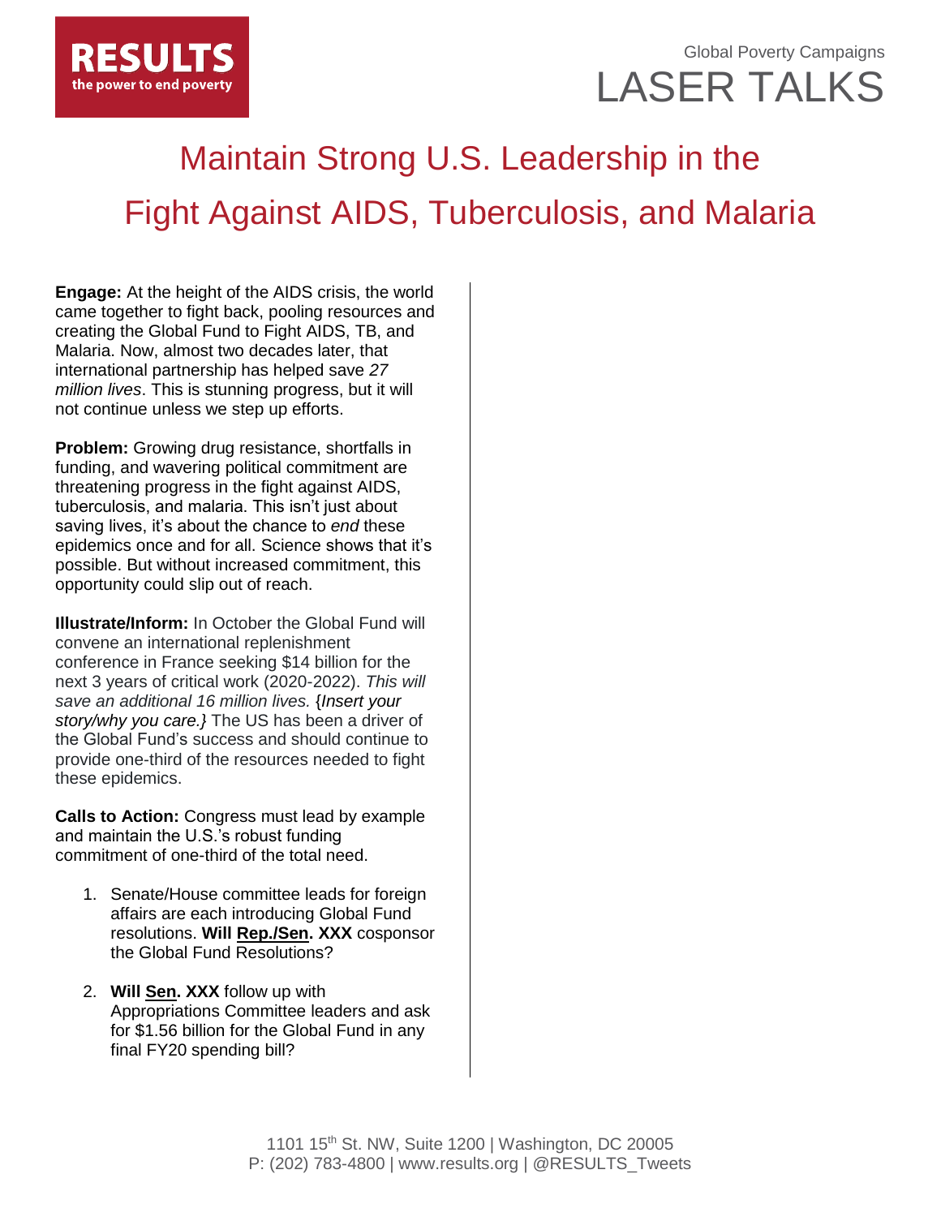**RESULTS**
the power to end poverty

Global Poverty Campaigns

# LASER TALKS

## Maintain Strong U.S. Leadership in the Fight Against AIDS, Tuberculosis, and Malaria

**Engage:** At the height of the AIDS crisis, the world came together to fight back, pooling resources and creating the Global Fund to Fight AIDS, TB, and Malaria. Now, almost two decades later, that international partnership has helped save *27 million lives*. This is stunning progress, but it will not continue unless we step up efforts.

**Problem:** Growing drug resistance, shortfalls in funding, and wavering political commitment are threatening progress in the fight against AIDS, tuberculosis, and malaria. This isn't just about saving lives, it's about the chance to *end* these epidemics once and for all. Science shows that it's possible. But without increased commitment, this opportunity could slip out of reach.

**Illustrate/Inform:** In October the Global Fund will convene an international replenishment conference in France seeking $14 billion for the next 3 years of critical work (2020-2022). *This will save an additional 16 million lives.* {*Insert your story/why you care.*} The US has been a driver of the Global Fund's success and should continue to provide one-third of the resources needed to fight these epidemics.

**Calls to Action:** Congress must lead by example and maintain the U.S.'s robust funding commitment of one-third of the total need.

1. Senate/House committee leads for foreign affairs are each introducing Global Fund resolutions. **Will Rep./Sen. XXX** cosponsor the Global Fund Resolutions?
2. **Will Sen. XXX** follow up with Appropriations Committee leaders and ask for $1.56 billion for the Global Fund in any final FY20 spending bill?

1101 15th St. NW, Suite 1200 | Washington, DC 20005
P: (202) 783-4800 | www.results.org | @RESULTS_Tweets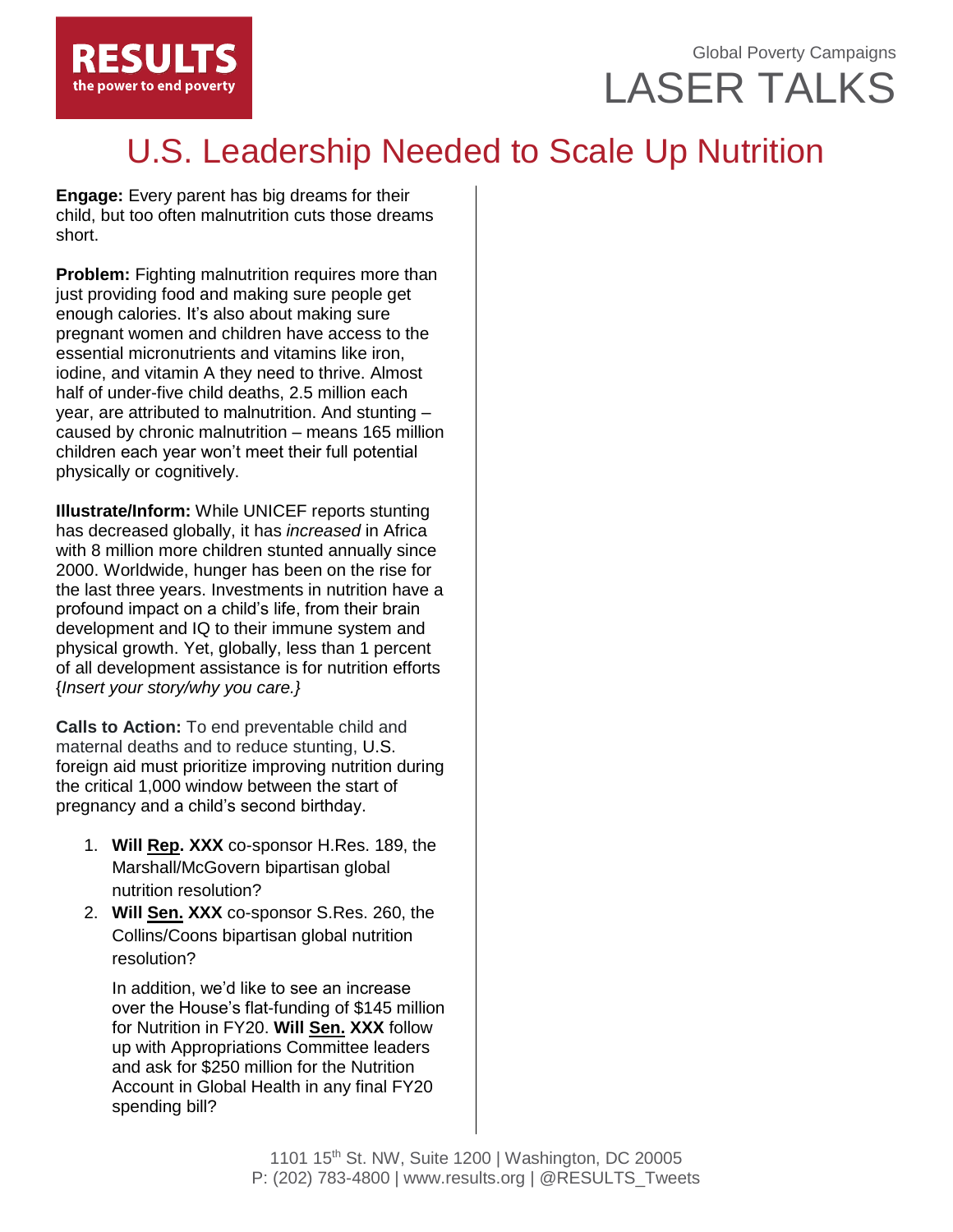# U.S. Leadership Needed to Scale Up Nutrition

**Engage:** Every parent has big dreams for their child, but too often malnutrition cuts those dreams short.

**Problem:** Fighting malnutrition requires more than just providing food and making sure people get enough calories. It's also about making sure pregnant women and children have access to the essential micronutrients and vitamins like iron, iodine, and vitamin A they need to thrive. Almost half of under-five child deaths, 2.5 million each year, are attributed to malnutrition. And stunting – caused by chronic malnutrition – means 165 million children each year won't meet their full potential physically or cognitively.

**Illustrate/Inform:** While UNICEF reports stunting has decreased globally, it has *increased* in Africa with 8 million more children stunted annually since 2000. Worldwide, hunger has been on the rise for the last three years. Investments in nutrition have a profound impact on a child's life, from their brain development and IQ to their immune system and physical growth. Yet, globally, less than 1 percent of all development assistance is for nutrition efforts {*Insert your story/why you care.}*

**Calls to Action:** To end preventable child and maternal deaths and to reduce stunting, U.S. foreign aid must prioritize improving nutrition during the critical 1,000 window between the start of pregnancy and a child's second birthday.

1. **Will <u>Rep</u>. XXX** co-sponsor H.Res. 189, the Marshall/McGovern bipartisan global nutrition resolution?
2. **Will <u>Sen.</u> XXX** co-sponsor S.Res. 260, the Collins/Coons bipartisan global nutrition resolution?

   In addition, we'd like to see an increase over the House's flat-funding of $145 million for Nutrition in FY20. **Will <u>Sen.</u> XXX** follow up with Appropriations Committee leaders and ask for $250 million for the Nutrition Account in Global Health in any final FY20 spending bill?

1101 15th St. NW, Suite 1200 | Washington, DC 20005
P: (202) 783-4800 | www.results.org | @RESULTS_Tweets